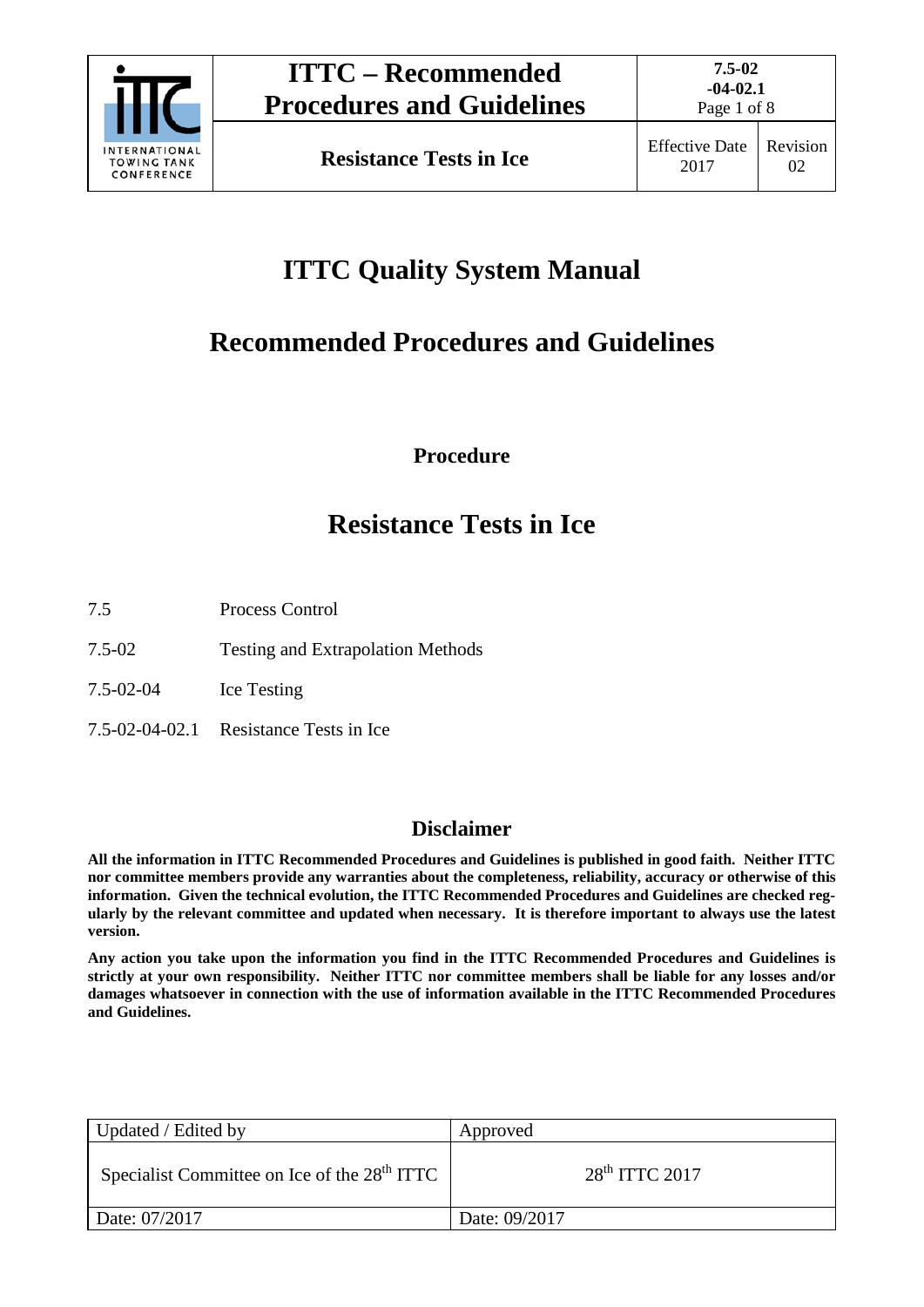# ITTC Quality System Manual

## Recommended Procedures and Guidelines

**Procedure**

# Resistance Tests in Ice

| | |
|---|---|
| 7.5 | Process Control |
| 7.5-02 | Testing and Extrapolation Methods |
| 7.5-02-04 | Ice Testing |
| 7.5-02-04-02.1 | Resistance Tests in Ice |

## Disclaimer

**All the information in ITTC Recommended Procedures and Guidelines is published in good faith. Neither ITTC nor committee members provide any warranties about the completeness, reliability, accuracy or otherwise of this information. Given the technical evolution, the ITTC Recommended Procedures and Guidelines are checked regularly by the relevant committee and updated when necessary. It is therefore important to always use the latest version.**

**Any action you take upon the information you find in the ITTC Recommended Procedures and Guidelines is strictly at your own responsibility. Neither ITTC nor committee members shall be liable for any losses and/or damages whatsoever in connection with the use of information available in the ITTC Recommended Procedures and Guidelines.**

| Updated / Edited by | Approved |
|---|---|
| Specialist Committee on Ice of the 28th ITTC | 28th ITTC 2017 |
| Date: 07/2017 | Date: 09/2017 |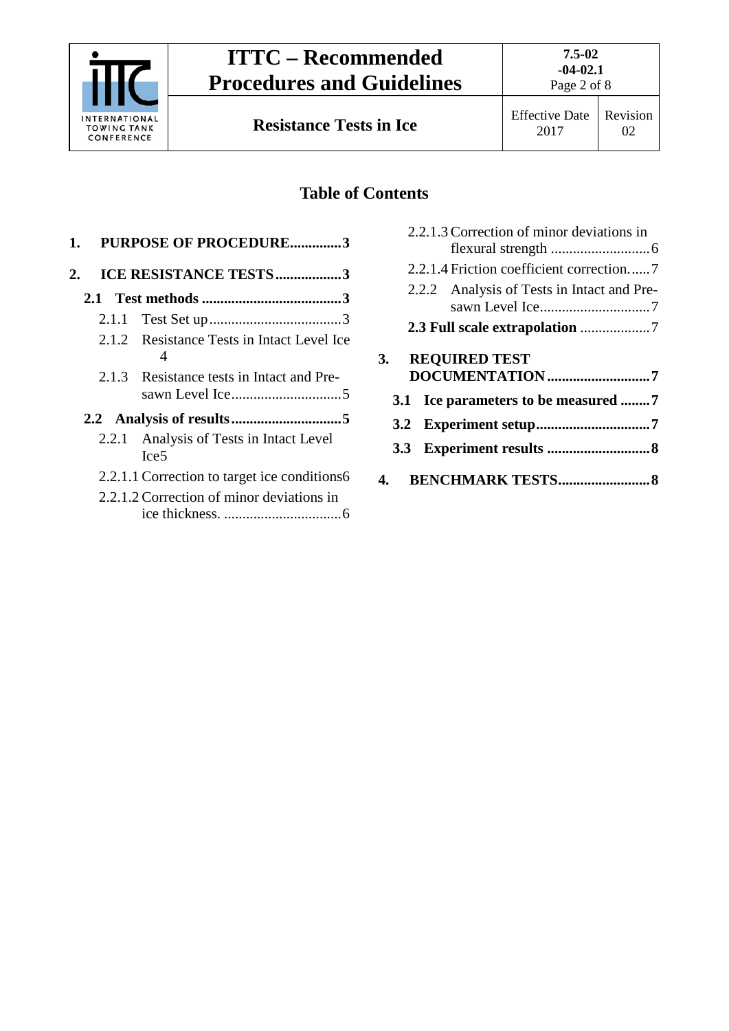## Table of Contents

1. **PURPOSE OF PROCEDURE..............3**
2. **ICE RESISTANCE TESTS..................3**
   - **2.1 Test methods ......................................3**
     - 2.1.1 Test Set up....................................3
     - 2.1.2 Resistance Tests in Intact Level Ice 4
     - 2.1.3 Resistance tests in Intact and Pre-sawn Level Ice..............................5
   - **2.2 Analysis of results..............................5**
     - 2.2.1 Analysis of Tests in Intact Level Ice5
     - 2.2.1.1 Correction to target ice conditions6
     - 2.2.1.2 Correction of minor deviations in ice thickness. ................................6
     - 2.2.1.3 Correction of minor deviations in flexural strength ...........................6
     - 2.2.1.4 Friction coefficient correction......7
     - 2.2.2 Analysis of Tests in Intact and Pre-sawn Level Ice..............................7
   - **2.3 Full scale extrapolation** ..................7
3. **REQUIRED TEST DOCUMENTATION............................7**
   - **3.1 Ice parameters to be measured ........7**
   - **3.2 Experiment setup...............................7**
   - **3.3 Experiment results ............................8**
4. **BENCHMARK TESTS.........................8**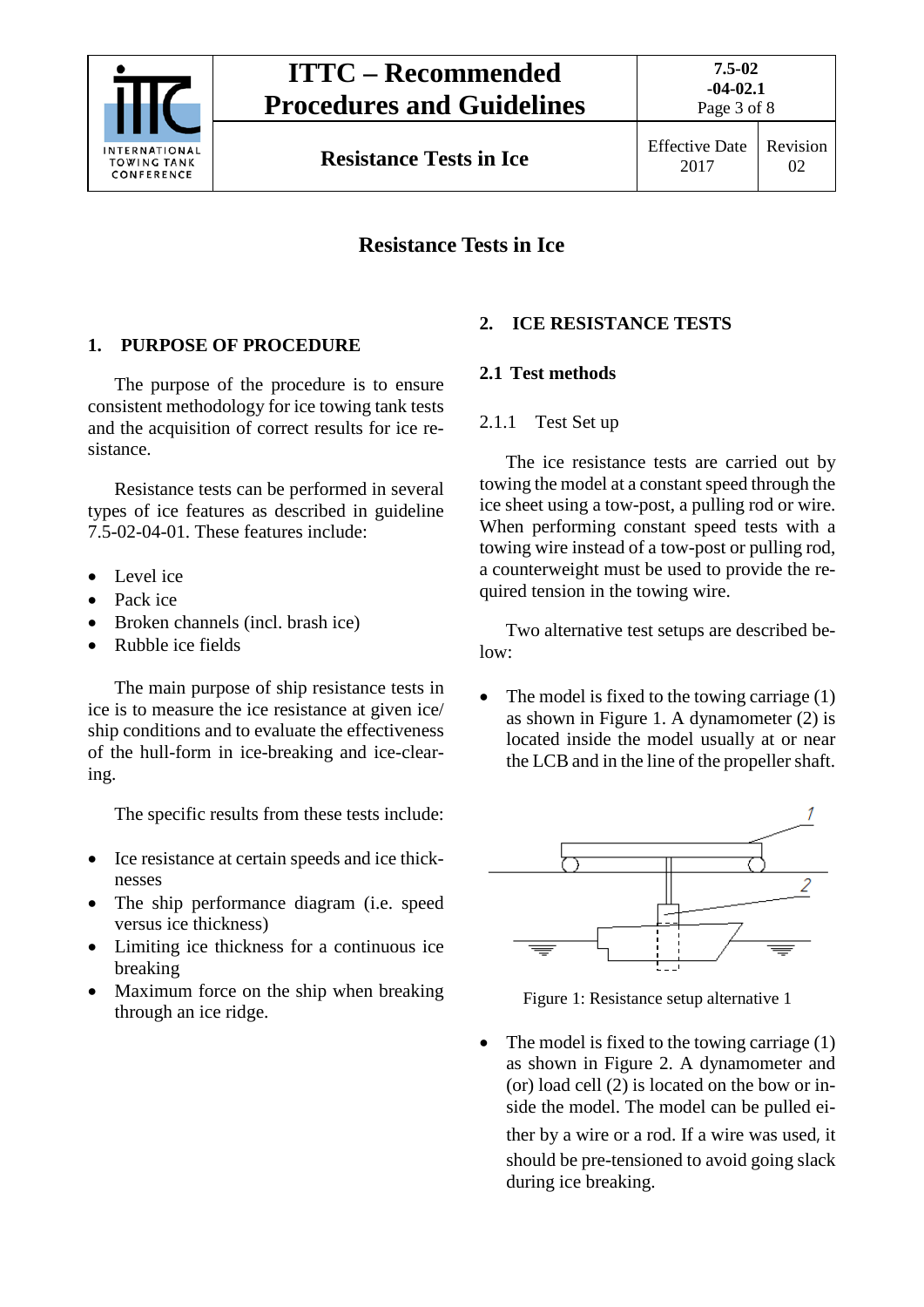# Resistance Tests in Ice

## 1. PURPOSE OF PROCEDURE

The purpose of the procedure is to ensure consistent methodology for ice towing tank tests and the acquisition of correct results for ice resistance.

Resistance tests can be performed in several types of ice features as described in guideline 7.5-02-04-01. These features include:

- Level ice
- Pack ice
- Broken channels (incl. brash ice)
- Rubble ice fields

The main purpose of ship resistance tests in ice is to measure the ice resistance at given ice/ ship conditions and to evaluate the effectiveness of the hull-form in ice-breaking and ice-clearing.

The specific results from these tests include:

- Ice resistance at certain speeds and ice thicknesses
- The ship performance diagram (i.e. speed versus ice thickness)
- Limiting ice thickness for a continuous ice breaking
- Maximum force on the ship when breaking through an ice ridge.

## 2. ICE RESISTANCE TESTS

### 2.1 Test methods

#### 2.1.1 Test Set up

The ice resistance tests are carried out by towing the model at a constant speed through the ice sheet using a tow-post, a pulling rod or wire. When performing constant speed tests with a towing wire instead of a tow-post or pulling rod, a counterweight must be used to provide the required tension in the towing wire.

Two alternative test setups are described below:

- The model is fixed to the towing carriage (1) as shown in Figure 1. A dynamometer (2) is located inside the model usually at or near the LCB and in the line of the propeller shaft.

1

2

Figure 1: Resistance setup alternative 1

- The model is fixed to the towing carriage (1) as shown in Figure 2. A dynamometer and (or) load cell (2) is located on the bow or inside the model. The model can be pulled either by a wire or a rod. If a wire was used, it should be pre-tensioned to avoid going slack during ice breaking.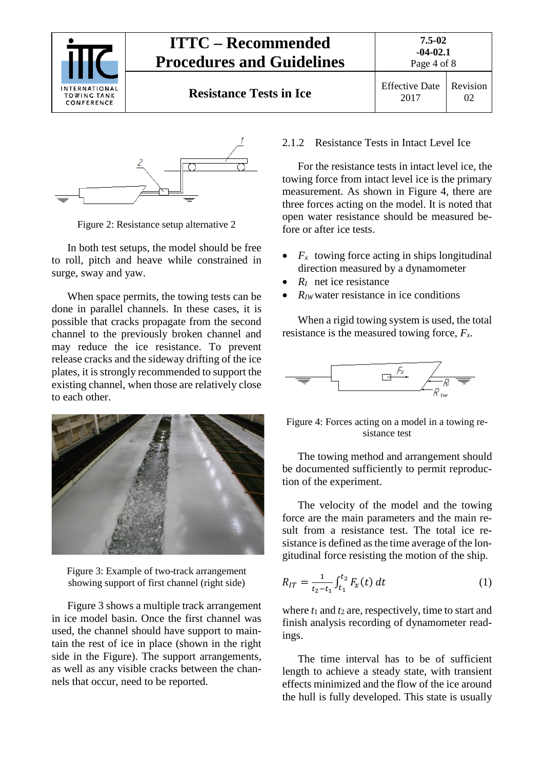2

1

Figure 2: Resistance setup alternative 2

In both test setups, the model should be free to roll, pitch and heave while constrained in surge, sway and yaw.

When space permits, the towing tests can be done in parallel channels. In these cases, it is possible that cracks propagate from the second channel to the previously broken channel and may reduce the ice resistance. To prevent release cracks and the sideway drifting of the ice plates, it is strongly recommended to support the existing channel, when those are relatively close to each other.

Figure 3: Example of two-track arrangement showing support of first channel (right side)

Figure 3 shows a multiple track arrangement in ice model basin. Once the first channel was used, the channel should have support to maintain the rest of ice in place (shown in the right side in the Figure). The support arrangements, as well as any visible cracks between the channels that occur, need to be reported.

### 2.1.2 Resistance Tests in Intact Level Ice

For the resistance tests in intact level ice, the towing force from intact level ice is the primary measurement. As shown in Figure 4, there are three forces acting on the model. It is noted that open water resistance should be measured before or after ice tests.

- $F_x$ towing force acting in ships longitudinal direction measured by a dynamometer
- $R_I$ net ice resistance
- $R_{IW}$ water resistance in ice conditions

When a rigid towing system is used, the total resistance is the measured towing force, $F_x$.

$F_x$

$R_I$

$R_{iw}$

Figure 4: Forces acting on a model in a towing resistance test

The towing method and arrangement should be documented sufficiently to permit reproduction of the experiment.

The velocity of the model and the towing force are the main parameters and the main result from a resistance test. The total ice resistance is defined as the time average of the longitudinal force resisting the motion of the ship.

$$R_{IT} = \frac{1}{t_2 - t_1} \int_{t_1}^{t_2} F_x(t)\, dt \qquad (1)$$

where $t_1$ and $t_2$ are, respectively, time to start and finish analysis recording of dynamometer readings.

The time interval has to be of sufficient length to achieve a steady state, with transient effects minimized and the flow of the ice around the hull is fully developed. This state is usually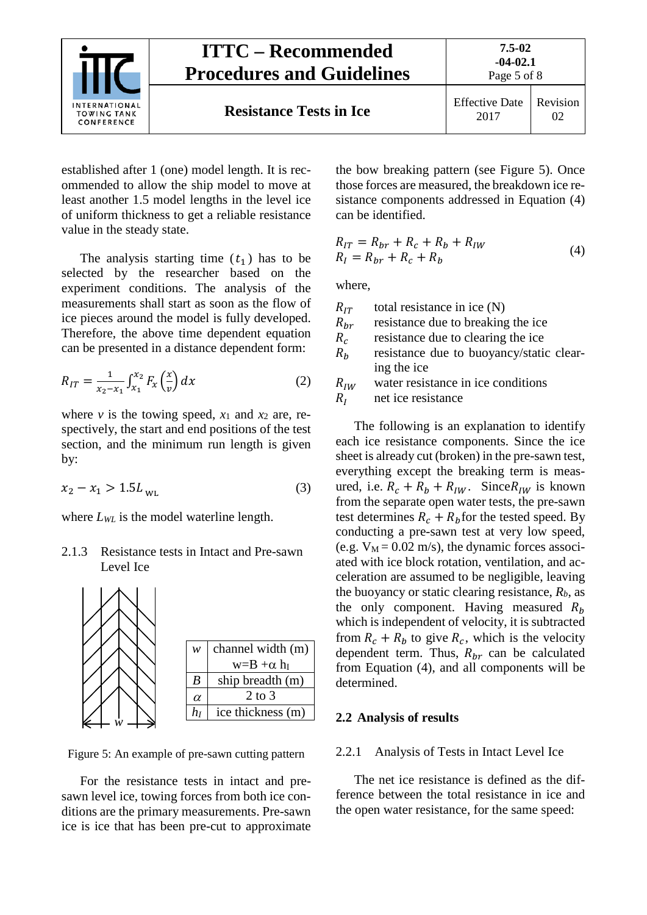established after 1 (one) model length. It is recommended to allow the ship model to move at least another 1.5 model lengths in the level ice of uniform thickness to get a reliable resistance value in the steady state.

The analysis starting time ($t_1$) has to be selected by the researcher based on the experiment conditions. The analysis of the measurements shall start as soon as the flow of ice pieces around the model is fully developed. Therefore, the above time dependent equation can be presented in a distance dependent form:

$$R_{IT} = \frac{1}{x_2 - x_1} \int_{x_1}^{x_2} F_x\left(\frac{x}{v}\right) dx \tag{2}$$

where $v$ is the towing speed, $x_1$ and $x_2$ are, respectively, the start and end positions of the test section, and the minimum run length is given by:

$$x_2 - x_1 > 1.5L_{\mathrm{WL}} \tag{3}$$

where $L_{WL}$ is the model waterline length.

### 2.1.3 Resistance tests in Intact and Pre-sawn Level Ice

| | |
|---|---|
| $w$ | channel width (m) $w = B + \alpha\, h_I$ |
| $B$ | ship breadth (m) |
| $\alpha$ | 2 to 3 |
| $h_I$ | ice thickness (m) |

Figure 5: An example of pre-sawn cutting pattern

For the resistance tests in intact and pre-sawn level ice, towing forces from both ice conditions are the primary measurements. Pre-sawn ice is ice that has been pre-cut to approximate the bow breaking pattern (see Figure 5). Once those forces are measured, the breakdown ice resistance components addressed in Equation (4) can be identified.

$$\begin{aligned} R_{IT} &= R_{br} + R_c + R_b + R_{IW} \\ R_I &= R_{br} + R_c + R_b \end{aligned} \tag{4}$$

where,

- $R_{IT}$ total resistance in ice (N)
- $R_{br}$ resistance due to breaking the ice
- $R_c$ resistance due to clearing the ice
- $R_b$ resistance due to buoyancy/static clearing the ice
- $R_{IW}$ water resistance in ice conditions
- $R_I$ net ice resistance

The following is an explanation to identify each ice resistance components. Since the ice sheet is already cut (broken) in the pre-sawn test, everything except the breaking term is measured, i.e. $R_c + R_b + R_{IW}$. Since $R_{IW}$ is known from the separate open water tests, the pre-sawn test determines $R_c + R_b$ for the tested speed. By conducting a pre-sawn test at very low speed, (e.g. $V_M = 0.02$ m/s), the dynamic forces associated with ice block rotation, ventilation, and acceleration are assumed to be negligible, leaving the buoyancy or static clearing resistance, $R_b$, as the only component. Having measured $R_b$ which is independent of velocity, it is subtracted from $R_c + R_b$ to give $R_c$, which is the velocity dependent term. Thus, $R_{br}$ can be calculated from Equation (4), and all components will be determined.

## 2.2 Analysis of results

### 2.2.1 Analysis of Tests in Intact Level Ice

The net ice resistance is defined as the difference between the total resistance in ice and the open water resistance, for the same speed: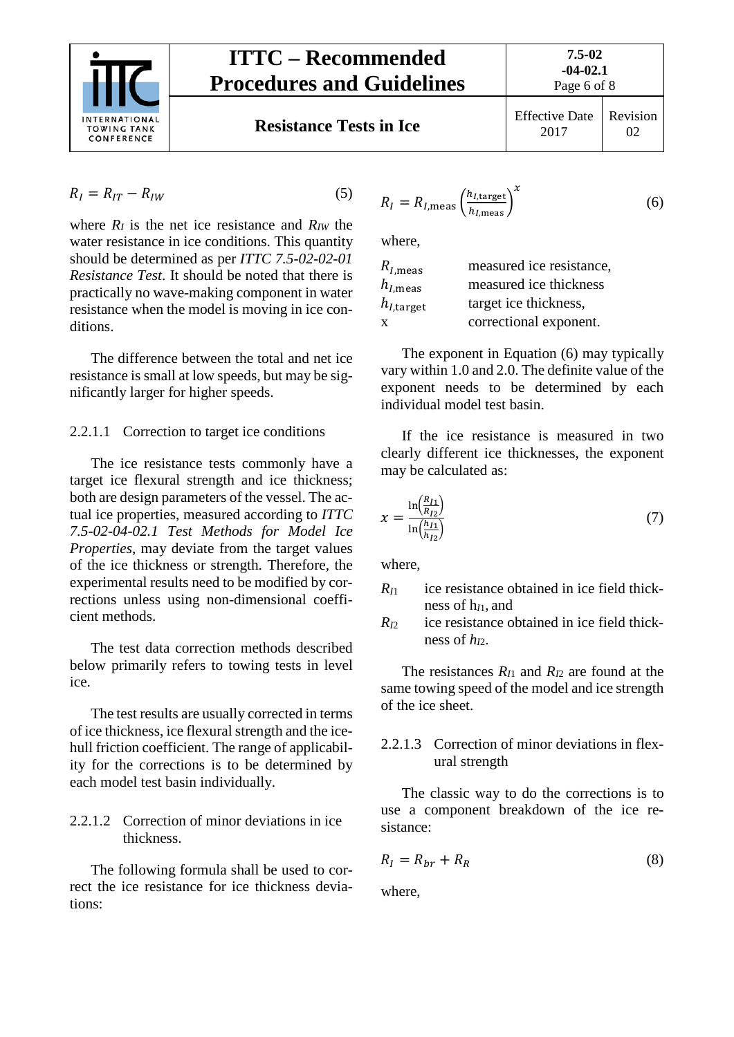$$R_I = R_{IT} - R_{IW} \tag{5}$$

where $R_I$ is the net ice resistance and $R_{IW}$ the water resistance in ice conditions. This quantity should be determined as per *ITTC 7.5-02-02-01 Resistance Test*. It should be noted that there is practically no wave-making component in water resistance when the model is moving in ice conditions.

The difference between the total and net ice resistance is small at low speeds, but may be significantly larger for higher speeds.

#### 2.2.1.1 Correction to target ice conditions

The ice resistance tests commonly have a target ice flexural strength and ice thickness; both are design parameters of the vessel. The actual ice properties, measured according to *ITTC 7.5-02-04-02.1 Test Methods for Model Ice Properties*, may deviate from the target values of the ice thickness or strength. Therefore, the experimental results need to be modified by corrections unless using non-dimensional coefficient methods.

The test data correction methods described below primarily refers to towing tests in level ice.

The test results are usually corrected in terms of ice thickness, ice flexural strength and the ice-hull friction coefficient. The range of applicability for the corrections is to be determined by each model test basin individually.

#### 2.2.1.2 Correction of minor deviations in ice thickness.

The following formula shall be used to correct the ice resistance for ice thickness deviations:

$$R_I = R_{I,\text{meas}} \left(\frac{h_{I,\text{target}}}{h_{I,\text{meas}}}\right)^x \tag{6}$$

where,

| | |
|---|---|
| $R_{I,\text{meas}}$ | measured ice resistance, |
| $h_{I,\text{meas}}$ | measured ice thickness |
| $h_{I,\text{target}}$ | target ice thickness, |
| x | correctional exponent. |

The exponent in Equation (6) may typically vary within 1.0 and 2.0. The definite value of the exponent needs to be determined by each individual model test basin.

If the ice resistance is measured in two clearly different ice thicknesses, the exponent may be calculated as:

$$x = \frac{\ln\left(\frac{R_{I1}}{R_{I2}}\right)}{\ln\left(\frac{h_{I1}}{h_{I2}}\right)} \tag{7}$$

where,

| | |
|---|---|
| $R_{I1}$ | ice resistance obtained in ice field thickness of $h_{I1}$, and |
| $R_{I2}$ | ice resistance obtained in ice field thickness of $h_{I2}$. |

The resistances $R_{I1}$ and $R_{I2}$ are found at the same towing speed of the model and ice strength of the ice sheet.

#### 2.2.1.3 Correction of minor deviations in flexural strength

The classic way to do the corrections is to use a component breakdown of the ice resistance:

$$R_I = R_{br} + R_R \tag{8}$$

where,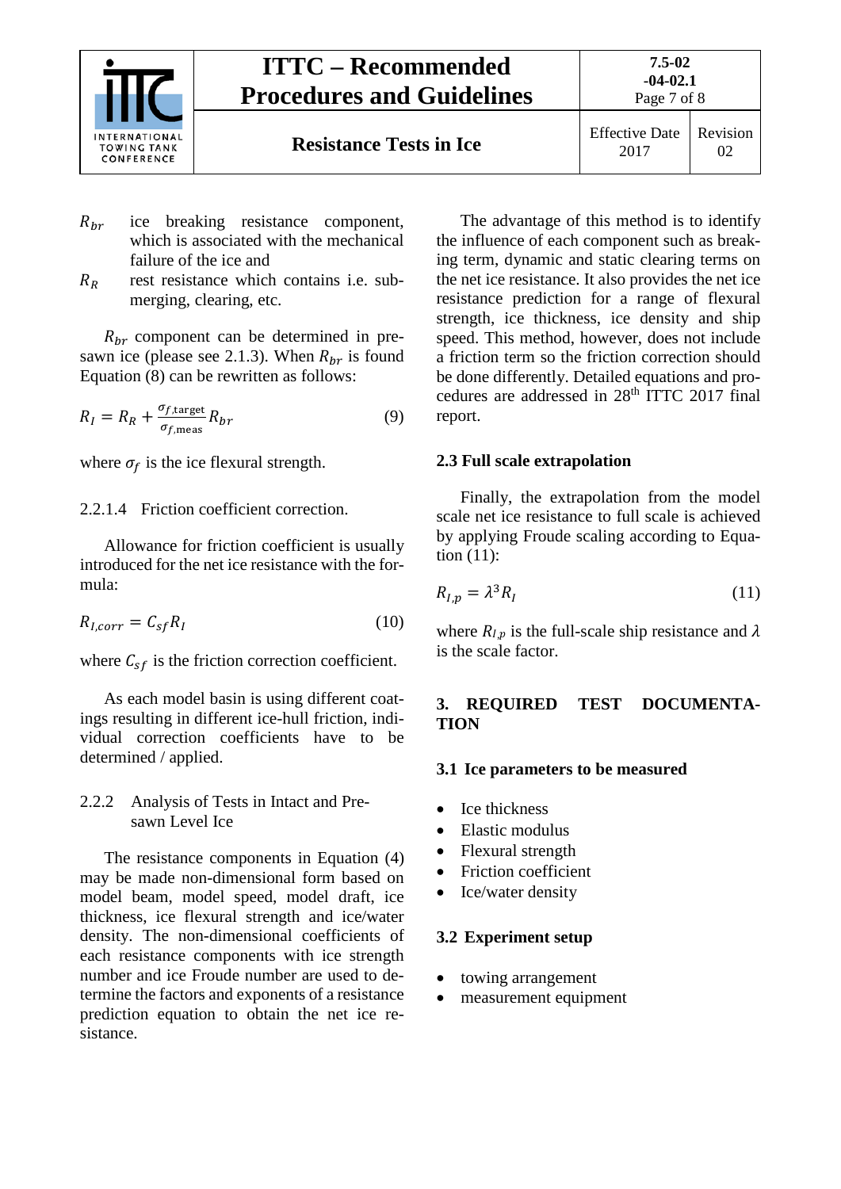$R_{br}$ ice breaking resistance component, which is associated with the mechanical failure of the ice and

$R_R$ rest resistance which contains i.e. submerging, clearing, etc.

$R_{br}$ component can be determined in presawn ice (please see 2.1.3). When $R_{br}$ is found Equation (8) can be rewritten as follows:

$$R_I = R_R + \frac{\sigma_{f,\text{target}}}{\sigma_{f,\text{meas}}} R_{br} \qquad (9)$$

where $\sigma_f$ is the ice flexural strength.

2.2.1.4 Friction coefficient correction.

Allowance for friction coefficient is usually introduced for the net ice resistance with the formula:

$$R_{I,corr} = C_{sf} R_I \qquad (10)$$

where $C_{sf}$ is the friction correction coefficient.

As each model basin is using different coatings resulting in different ice-hull friction, individual correction coefficients have to be determined / applied.

2.2.2 Analysis of Tests in Intact and Pre-sawn Level Ice

The resistance components in Equation (4) may be made non-dimensional form based on model beam, model speed, model draft, ice thickness, ice flexural strength and ice/water density. The non-dimensional coefficients of each resistance components with ice strength number and ice Froude number are used to determine the factors and exponents of a resistance prediction equation to obtain the net ice resistance.

The advantage of this method is to identify the influence of each component such as breaking term, dynamic and static clearing terms on the net ice resistance. It also provides the net ice resistance prediction for a range of flexural strength, ice thickness, ice density and ship speed. This method, however, does not include a friction term so the friction correction should be done differently. Detailed equations and procedures are addressed in 28th ITTC 2017 final report.

## 2.3 Full scale extrapolation

Finally, the extrapolation from the model scale net ice resistance to full scale is achieved by applying Froude scaling according to Equation (11):

$$R_{I,p} = \lambda^3 R_I \qquad (11)$$

where $R_{I,p}$ is the full-scale ship resistance and $\lambda$ is the scale factor.

# 3. REQUIRED TEST DOCUMENTATION

## 3.1 Ice parameters to be measured

- Ice thickness
- Elastic modulus
- Flexural strength
- Friction coefficient
- Ice/water density

## 3.2 Experiment setup

- towing arrangement
- measurement equipment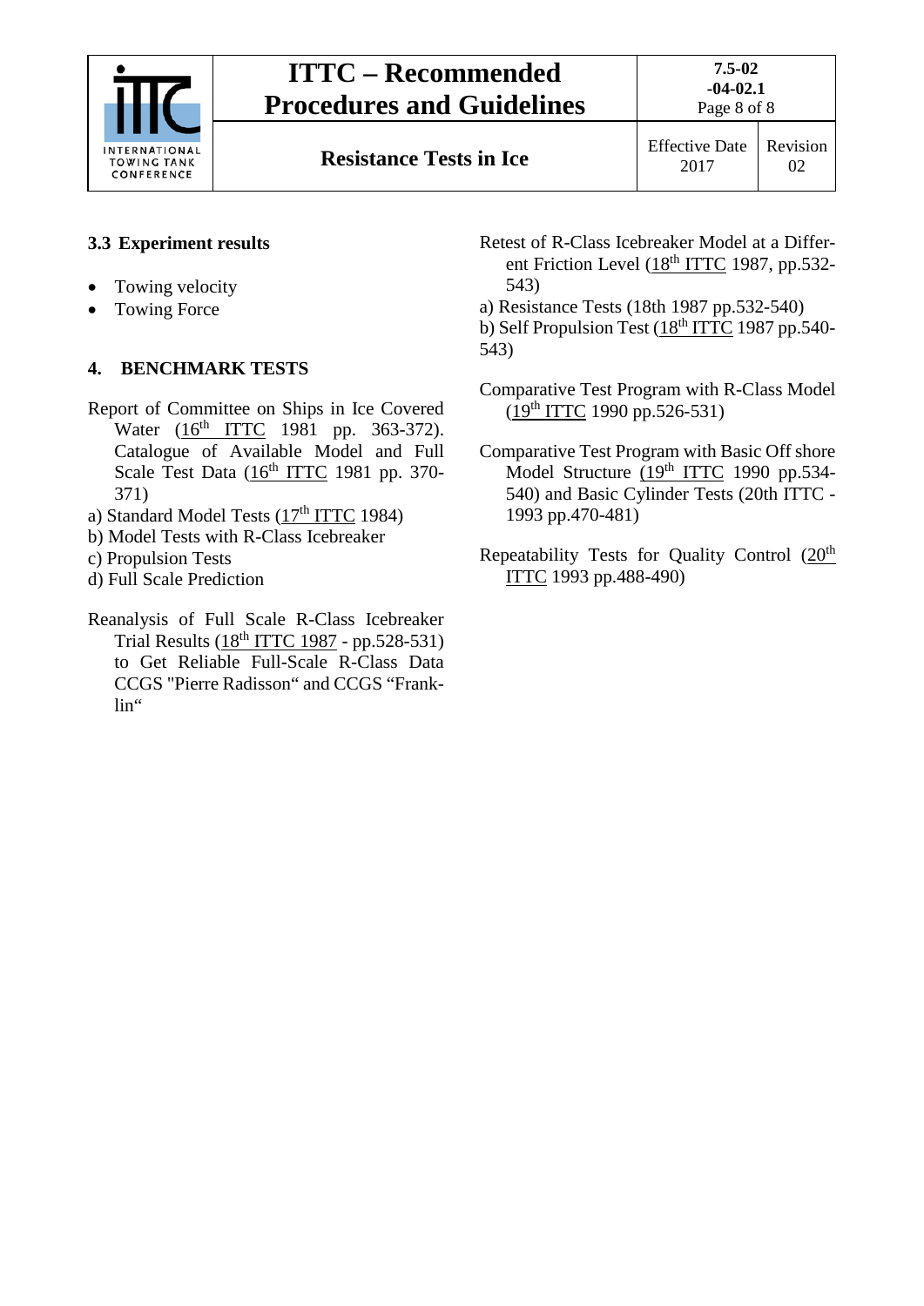### 3.3 Experiment results

- Towing velocity
- Towing Force

## 4. BENCHMARK TESTS

Report of Committee on Ships in Ice Covered Water (16th ITTC 1981 pp. 363-372). Catalogue of Available Model and Full Scale Test Data (16th ITTC 1981 pp. 370-371)

a) Standard Model Tests (17th ITTC 1984)
b) Model Tests with R-Class Icebreaker
c) Propulsion Tests
d) Full Scale Prediction

Reanalysis of Full Scale R-Class Icebreaker Trial Results (18th ITTC 1987 - pp.528-531) to Get Reliable Full-Scale R-Class Data CCGS "Pierre Radisson“ and CCGS “Franklin“

Retest of R-Class Icebreaker Model at a Different Friction Level (18th ITTC 1987, pp.532-543)

a) Resistance Tests (18th 1987 pp.532-540)
b) Self Propulsion Test (18th ITTC 1987 pp.540-543)

Comparative Test Program with R-Class Model (19th ITTC 1990 pp.526-531)

Comparative Test Program with Basic Off shore Model Structure (19th ITTC 1990 pp.534-540) and Basic Cylinder Tests (20th ITTC - 1993 pp.470-481)

Repeatability Tests for Quality Control (20th ITTC 1993 pp.488-490)